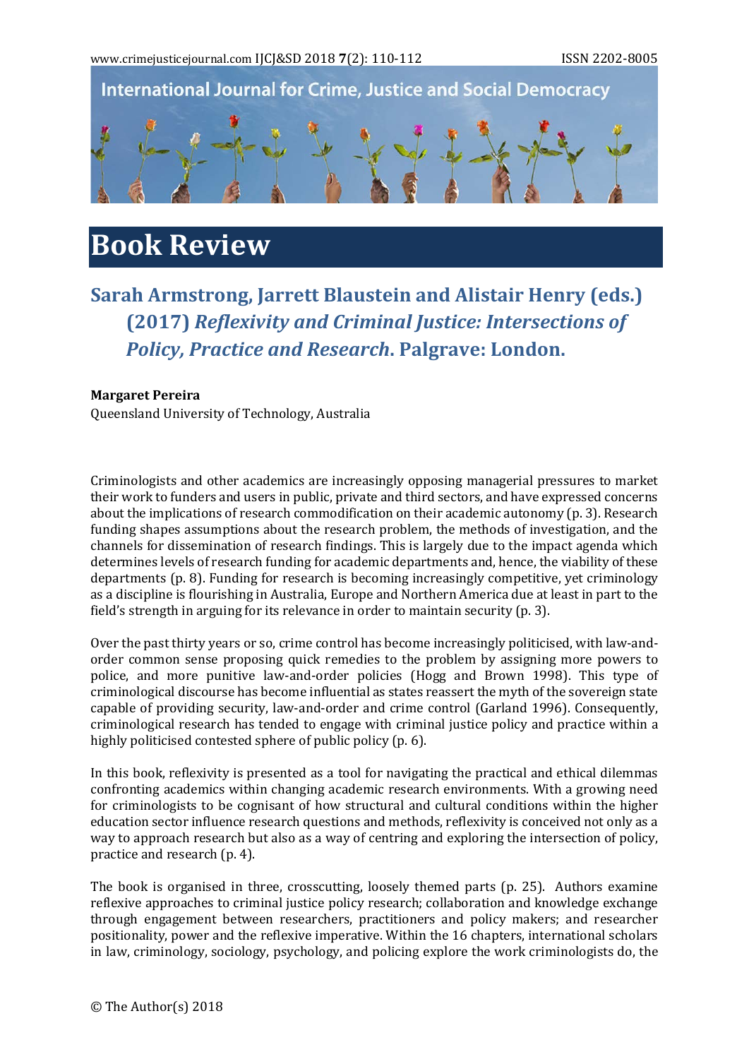# Book Review

## Sarah Armstrong, Jarrett Blaustein and Alistair Henry (eds.) (2017) *Reflexivity and Criminal Justice: Intersections of Policy, Practice and Research*. Palgrave: London.

**Margaret Pereira**
Queensland University of Technology, Australia

Criminologists and other academics are increasingly opposing managerial pressures to market their work to funders and users in public, private and third sectors, and have expressed concerns about the implications of research commodification on their academic autonomy (p. 3). Research funding shapes assumptions about the research problem, the methods of investigation, and the channels for dissemination of research findings. This is largely due to the impact agenda which determines levels of research funding for academic departments and, hence, the viability of these departments (p. 8). Funding for research is becoming increasingly competitive, yet criminology as a discipline is flourishing in Australia, Europe and Northern America due at least in part to the field's strength in arguing for its relevance in order to maintain security (p. 3).

Over the past thirty years or so, crime control has become increasingly politicised, with law-and-order common sense proposing quick remedies to the problem by assigning more powers to police, and more punitive law-and-order policies (Hogg and Brown 1998). This type of criminological discourse has become influential as states reassert the myth of the sovereign state capable of providing security, law-and-order and crime control (Garland 1996). Consequently, criminological research has tended to engage with criminal justice policy and practice within a highly politicised contested sphere of public policy (p. 6).

In this book, reflexivity is presented as a tool for navigating the practical and ethical dilemmas confronting academics within changing academic research environments. With a growing need for criminologists to be cognisant of how structural and cultural conditions within the higher education sector influence research questions and methods, reflexivity is conceived not only as a way to approach research but also as a way of centring and exploring the intersection of policy, practice and research (p. 4).

The book is organised in three, crosscutting, loosely themed parts (p. 25). Authors examine reflexive approaches to criminal justice policy research; collaboration and knowledge exchange through engagement between researchers, practitioners and policy makers; and researcher positionality, power and the reflexive imperative. Within the 16 chapters, international scholars in law, criminology, sociology, psychology, and policing explore the work criminologists do, the

© The Author(s) 2018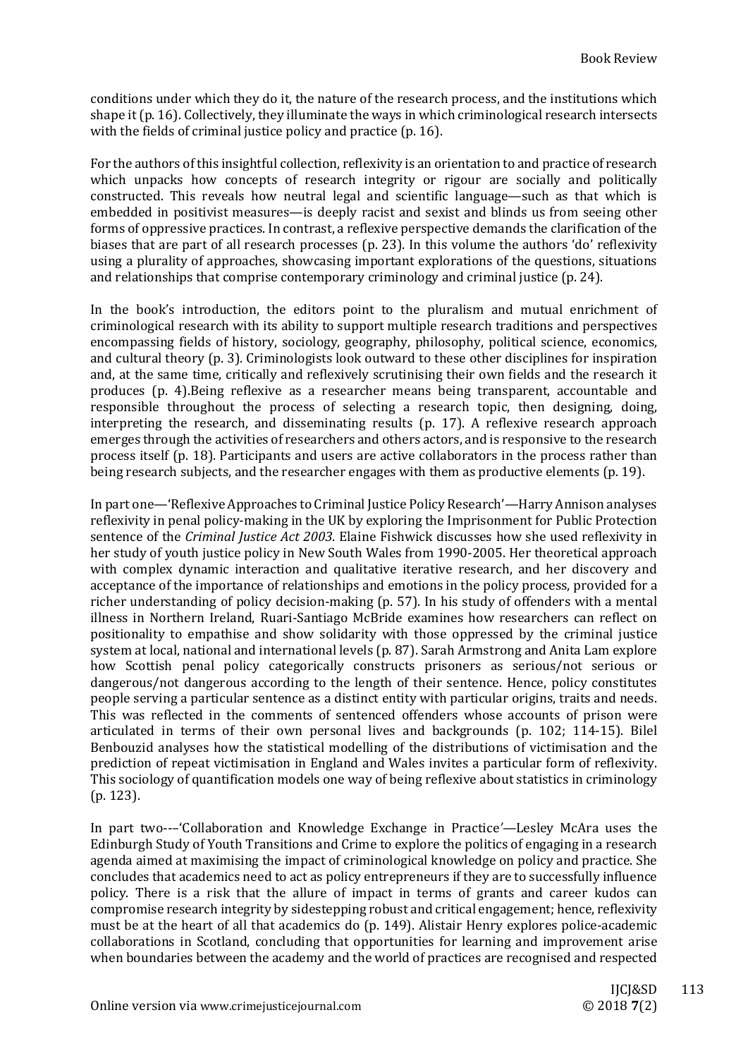conditions under which they do it, the nature of the research process, and the institutions which shape it (p. 16). Collectively, they illuminate the ways in which criminological research intersects with the fields of criminal justice policy and practice (p. 16).

For the authors of this insightful collection, reflexivity is an orientation to and practice of research which unpacks how concepts of research integrity or rigour are socially and politically constructed. This reveals how neutral legal and scientific language—such as that which is embedded in positivist measures—is deeply racist and sexist and blinds us from seeing other forms of oppressive practices. In contrast, a reflexive perspective demands the clarification of the biases that are part of all research processes (p. 23). In this volume the authors 'do' reflexivity using a plurality of approaches, showcasing important explorations of the questions, situations and relationships that comprise contemporary criminology and criminal justice (p. 24).

In the book's introduction, the editors point to the pluralism and mutual enrichment of criminological research with its ability to support multiple research traditions and perspectives encompassing fields of history, sociology, geography, philosophy, political science, economics, and cultural theory (p. 3). Criminologists look outward to these other disciplines for inspiration and, at the same time, critically and reflexively scrutinising their own fields and the research it produces (p. 4).Being reflexive as a researcher means being transparent, accountable and responsible throughout the process of selecting a research topic, then designing, doing, interpreting the research, and disseminating results (p. 17). A reflexive research approach emerges through the activities of researchers and others actors, and is responsive to the research process itself (p. 18). Participants and users are active collaborators in the process rather than being research subjects, and the researcher engages with them as productive elements (p. 19).

In part one—'Reflexive Approaches to Criminal Justice Policy Research'—Harry Annison analyses reflexivity in penal policy-making in the UK by exploring the Imprisonment for Public Protection sentence of the *Criminal Justice Act 2003*. Elaine Fishwick discusses how she used reflexivity in her study of youth justice policy in New South Wales from 1990-2005. Her theoretical approach with complex dynamic interaction and qualitative iterative research, and her discovery and acceptance of the importance of relationships and emotions in the policy process, provided for a richer understanding of policy decision-making (p. 57). In his study of offenders with a mental illness in Northern Ireland, Ruari-Santiago McBride examines how researchers can reflect on positionality to empathise and show solidarity with those oppressed by the criminal justice system at local, national and international levels (p. 87). Sarah Armstrong and Anita Lam explore how Scottish penal policy categorically constructs prisoners as serious/not serious or dangerous/not dangerous according to the length of their sentence. Hence, policy constitutes people serving a particular sentence as a distinct entity with particular origins, traits and needs. This was reflected in the comments of sentenced offenders whose accounts of prison were articulated in terms of their own personal lives and backgrounds (p. 102; 114-15). Bilel Benbouzid analyses how the statistical modelling of the distributions of victimisation and the prediction of repeat victimisation in England and Wales invites a particular form of reflexivity. This sociology of quantification models one way of being reflexive about statistics in criminology (p. 123).

In part two-––'Collaboration and Knowledge Exchange in Practice'—Lesley McAra uses the Edinburgh Study of Youth Transitions and Crime to explore the politics of engaging in a research agenda aimed at maximising the impact of criminological knowledge on policy and practice. She concludes that academics need to act as policy entrepreneurs if they are to successfully influence policy. There is a risk that the allure of impact in terms of grants and career kudos can compromise research integrity by sidestepping robust and critical engagement; hence, reflexivity must be at the heart of all that academics do (p. 149). Alistair Henry explores police-academic collaborations in Scotland, concluding that opportunities for learning and improvement arise when boundaries between the academy and the world of practices are recognised and respected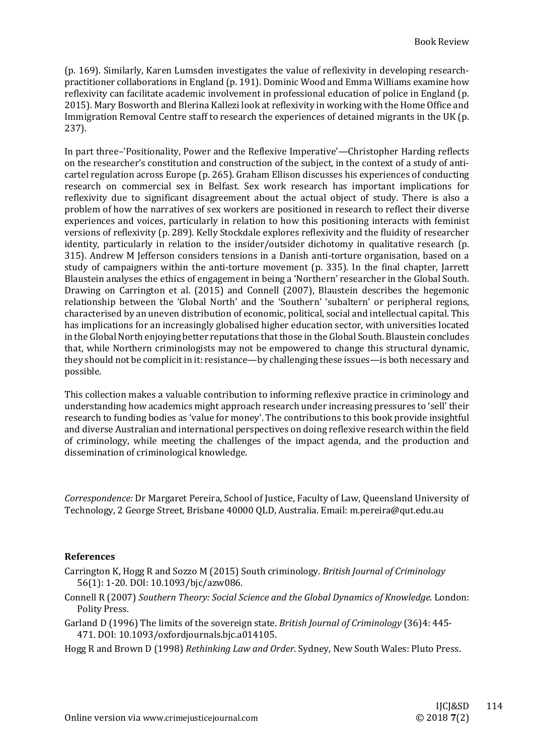(p. 169). Similarly, Karen Lumsden investigates the value of reflexivity in developing research-practitioner collaborations in England (p. 191). Dominic Wood and Emma Williams examine how reflexivity can facilitate academic involvement in professional education of police in England (p. 2015). Mary Bosworth and Blerina Kallezi look at reflexivity in working with the Home Office and Immigration Removal Centre staff to research the experiences of detained migrants in the UK (p. 237).

In part three–'Positionality, Power and the Reflexive Imperative'—Christopher Harding reflects on the researcher's constitution and construction of the subject, in the context of a study of anti-cartel regulation across Europe (p. 265). Graham Ellison discusses his experiences of conducting research on commercial sex in Belfast. Sex work research has important implications for reflexivity due to significant disagreement about the actual object of study. There is also a problem of how the narratives of sex workers are positioned in research to reflect their diverse experiences and voices, particularly in relation to how this positioning interacts with feminist versions of reflexivity (p. 289). Kelly Stockdale explores reflexivity and the fluidity of researcher identity, particularly in relation to the insider/outsider dichotomy in qualitative research (p. 315). Andrew M Jefferson considers tensions in a Danish anti-torture organisation, based on a study of campaigners within the anti-torture movement (p. 335). In the final chapter, Jarrett Blaustein analyses the ethics of engagement in being a 'Northern' researcher in the Global South. Drawing on Carrington et al. (2015) and Connell (2007), Blaustein describes the hegemonic relationship between the 'Global North' and the 'Southern' 'subaltern' or peripheral regions, characterised by an uneven distribution of economic, political, social and intellectual capital. This has implications for an increasingly globalised higher education sector, with universities located in the Global North enjoying better reputations that those in the Global South. Blaustein concludes that, while Northern criminologists may not be empowered to change this structural dynamic, they should not be complicit in it: resistance—by challenging these issues—is both necessary and possible.

This collection makes a valuable contribution to informing reflexive practice in criminology and understanding how academics might approach research under increasing pressures to 'sell' their research to funding bodies as 'value for money'. The contributions to this book provide insightful and diverse Australian and international perspectives on doing reflexive research within the field of criminology, while meeting the challenges of the impact agenda, and the production and dissemination of criminological knowledge.

*Correspondence:* Dr Margaret Pereira, School of Justice, Faculty of Law, Queensland University of Technology, 2 George Street, Brisbane 40000 QLD, Australia. Email: m.pereira@qut.edu.au

## References

Carrington K, Hogg R and Sozzo M (2015) South criminology. *British Journal of Criminology* 56(1): 1-20. DOI: 10.1093/bjc/azw086.

Connell R (2007) *Southern Theory: Social Science and the Global Dynamics of Knowledge*. London: Polity Press.

Garland D (1996) The limits of the sovereign state. *British Journal of Criminology* (36)4: 445-471. DOI: 10.1093/oxfordjournals.bjc.a014105.

Hogg R and Brown D (1998) *Rethinking Law and Order*. Sydney, New South Wales: Pluto Press.